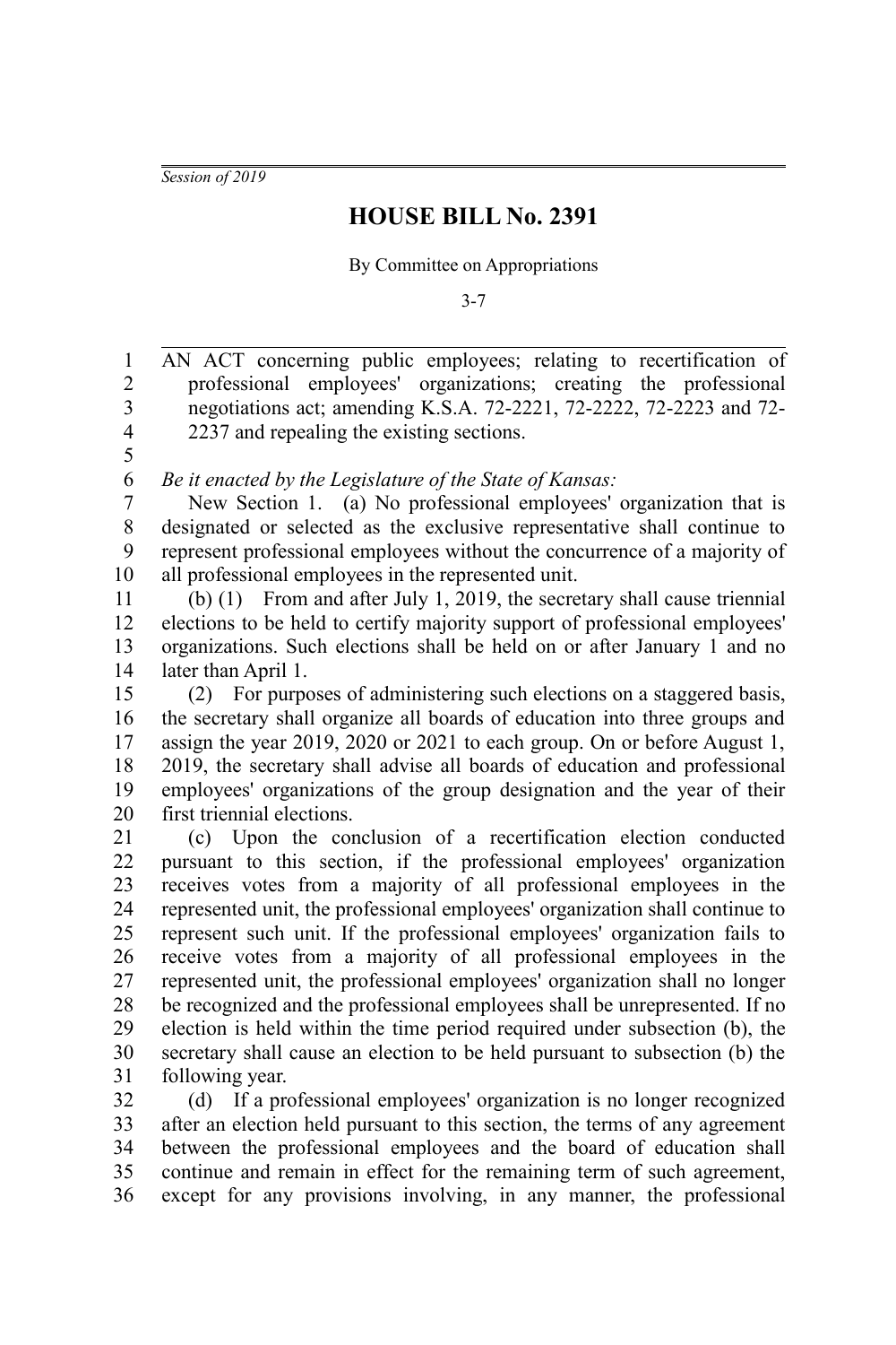*Session of 2019*

# HOUSE BILL No. 2391

By Committee on Appropriations

3-7

AN ACT concerning public employees; relating to recertification of professional employees' organizations; creating the professional negotiations act; amending K.S.A. 72-2221, 72-2222, 72-2223 and 72-2237 and repealing the existing sections.

*Be it enacted by the Legislature of the State of Kansas:*

New Section 1. (a) No professional employees' organization that is designated or selected as the exclusive representative shall continue to represent professional employees without the concurrence of a majority of all professional employees in the represented unit.

(b) (1) From and after July 1, 2019, the secretary shall cause triennial elections to be held to certify majority support of professional employees' organizations. Such elections shall be held on or after January 1 and no later than April 1.

(2) For purposes of administering such elections on a staggered basis, the secretary shall organize all boards of education into three groups and assign the year 2019, 2020 or 2021 to each group. On or before August 1, 2019, the secretary shall advise all boards of education and professional employees' organizations of the group designation and the year of their first triennial elections.

(c) Upon the conclusion of a recertification election conducted pursuant to this section, if the professional employees' organization receives votes from a majority of all professional employees in the represented unit, the professional employees' organization shall continue to represent such unit. If the professional employees' organization fails to receive votes from a majority of all professional employees in the represented unit, the professional employees' organization shall no longer be recognized and the professional employees shall be unrepresented. If no election is held within the time period required under subsection (b), the secretary shall cause an election to be held pursuant to subsection (b) the following year.

(d) If a professional employees' organization is no longer recognized after an election held pursuant to this section, the terms of any agreement between the professional employees and the board of education shall continue and remain in effect for the remaining term of such agreement, except for any provisions involving, in any manner, the professional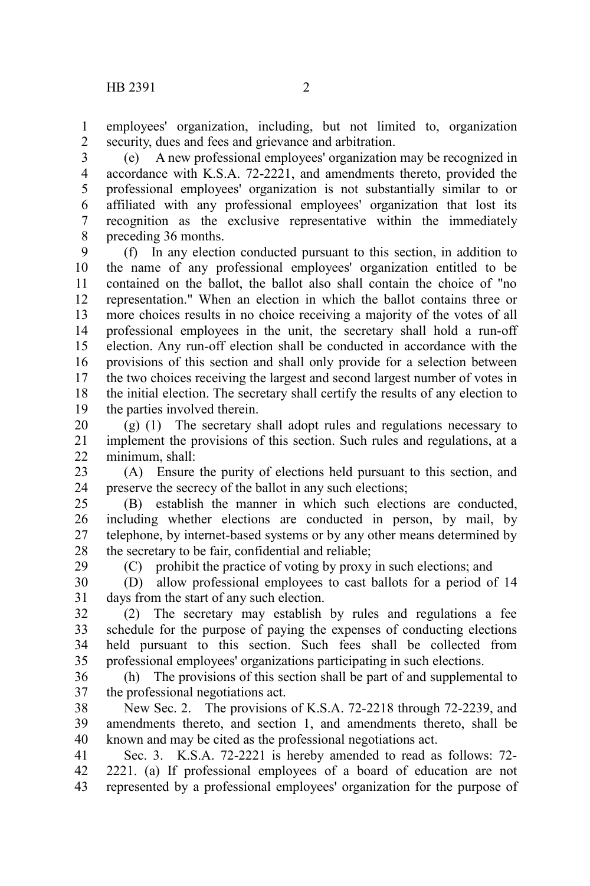employees' organization, including, but not limited to, organization security, dues and fees and grievance and arbitration.

(e) A new professional employees' organization may be recognized in accordance with K.S.A. 72-2221, and amendments thereto, provided the professional employees' organization is not substantially similar to or affiliated with any professional employees' organization that lost its recognition as the exclusive representative within the immediately preceding 36 months.

(f) In any election conducted pursuant to this section, in addition to the name of any professional employees' organization entitled to be contained on the ballot, the ballot also shall contain the choice of "no representation." When an election in which the ballot contains three or more choices results in no choice receiving a majority of the votes of all professional employees in the unit, the secretary shall hold a run-off election. Any run-off election shall be conducted in accordance with the provisions of this section and shall only provide for a selection between the two choices receiving the largest and second largest number of votes in the initial election. The secretary shall certify the results of any election to the parties involved therein.

(g) (1) The secretary shall adopt rules and regulations necessary to implement the provisions of this section. Such rules and regulations, at a minimum, shall:

(A) Ensure the purity of elections held pursuant to this section, and preserve the secrecy of the ballot in any such elections;

(B) establish the manner in which such elections are conducted, including whether elections are conducted in person, by mail, by telephone, by internet-based systems or by any other means determined by the secretary to be fair, confidential and reliable;

(C) prohibit the practice of voting by proxy in such elections; and

(D) allow professional employees to cast ballots for a period of 14 days from the start of any such election.

(2) The secretary may establish by rules and regulations a fee schedule for the purpose of paying the expenses of conducting elections held pursuant to this section. Such fees shall be collected from professional employees' organizations participating in such elections.

(h) The provisions of this section shall be part of and supplemental to the professional negotiations act.

New Sec. 2. The provisions of K.S.A. 72-2218 through 72-2239, and amendments thereto, and section 1, and amendments thereto, shall be known and may be cited as the professional negotiations act.

Sec. 3. K.S.A. 72-2221 is hereby amended to read as follows: 72-2221. (a) If professional employees of a board of education are not represented by a professional employees' organization for the purpose of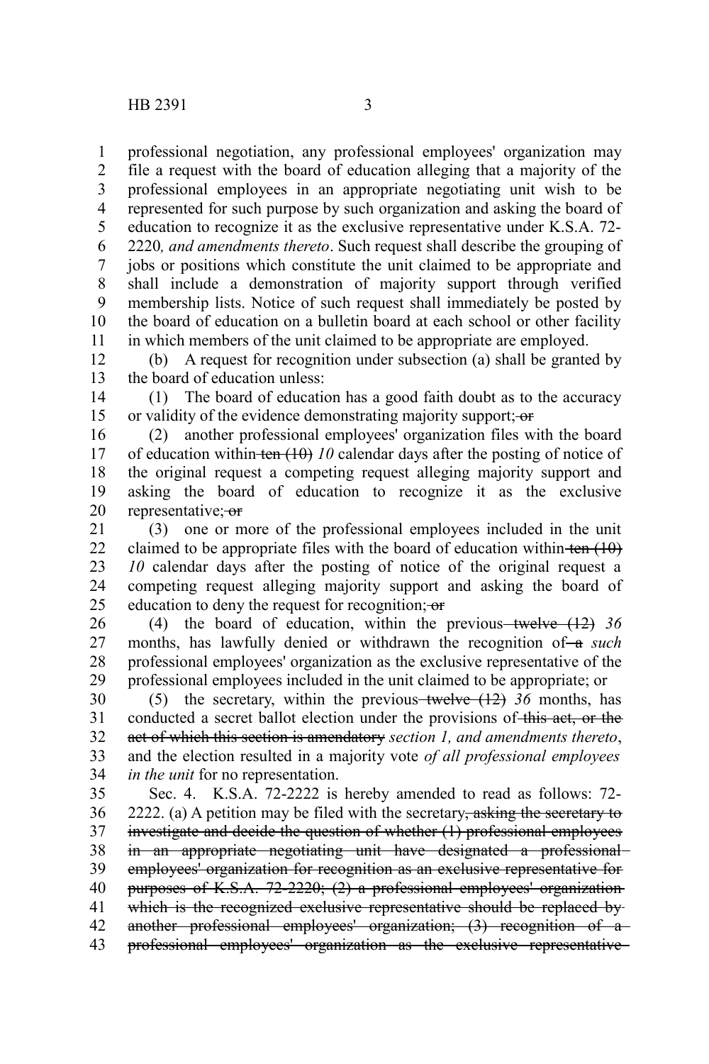professional negotiation, any professional employees' organization may file a request with the board of education alleging that a majority of the professional employees in an appropriate negotiating unit wish to be represented for such purpose by such organization and asking the board of education to recognize it as the exclusive representative under K.S.A. 72-2220*, and amendments thereto*. Such request shall describe the grouping of jobs or positions which constitute the unit claimed to be appropriate and shall include a demonstration of majority support through verified membership lists. Notice of such request shall immediately be posted by the board of education on a bulletin board at each school or other facility in which members of the unit claimed to be appropriate are employed.

(b) A request for recognition under subsection (a) shall be granted by the board of education unless:

(1) The board of education has a good faith doubt as to the accuracy or validity of the evidence demonstrating majority support; ~~or~~

(2) another professional employees' organization files with the board of education within ~~ten (10)~~ *10* calendar days after the posting of notice of the original request a competing request alleging majority support and asking the board of education to recognize it as the exclusive representative; ~~or~~

(3) one or more of the professional employees included in the unit claimed to be appropriate files with the board of education within ~~ten (10)~~ *10* calendar days after the posting of notice of the original request a competing request alleging majority support and asking the board of education to deny the request for recognition; ~~or~~

(4) the board of education, within the previous ~~twelve (12)~~ *36* months, has lawfully denied or withdrawn the recognition of ~~a~~ *such* professional employees' organization as the exclusive representative of the professional employees included in the unit claimed to be appropriate; or

(5) the secretary, within the previous ~~twelve (12)~~ *36* months, has conducted a secret ballot election under the provisions of ~~this act, or the act of which this section is amendatory~~ *section 1, and amendments thereto*, and the election resulted in a majority vote *of all professional employees in the unit* for no representation.

Sec. 4. K.S.A. 72-2222 is hereby amended to read as follows: 72-2222. (a) A petition may be filed with the secretary~~, asking the secretary to investigate and decide the question of whether (1) professional employees in an appropriate negotiating unit have designated a professional employees' organization for recognition as an exclusive representative for purposes of K.S.A. 72-2220; (2) a professional employees' organization which is the recognized exclusive representative should be replaced by another professional employees' organization; (3) recognition of a professional employees' organization as the exclusive representative~~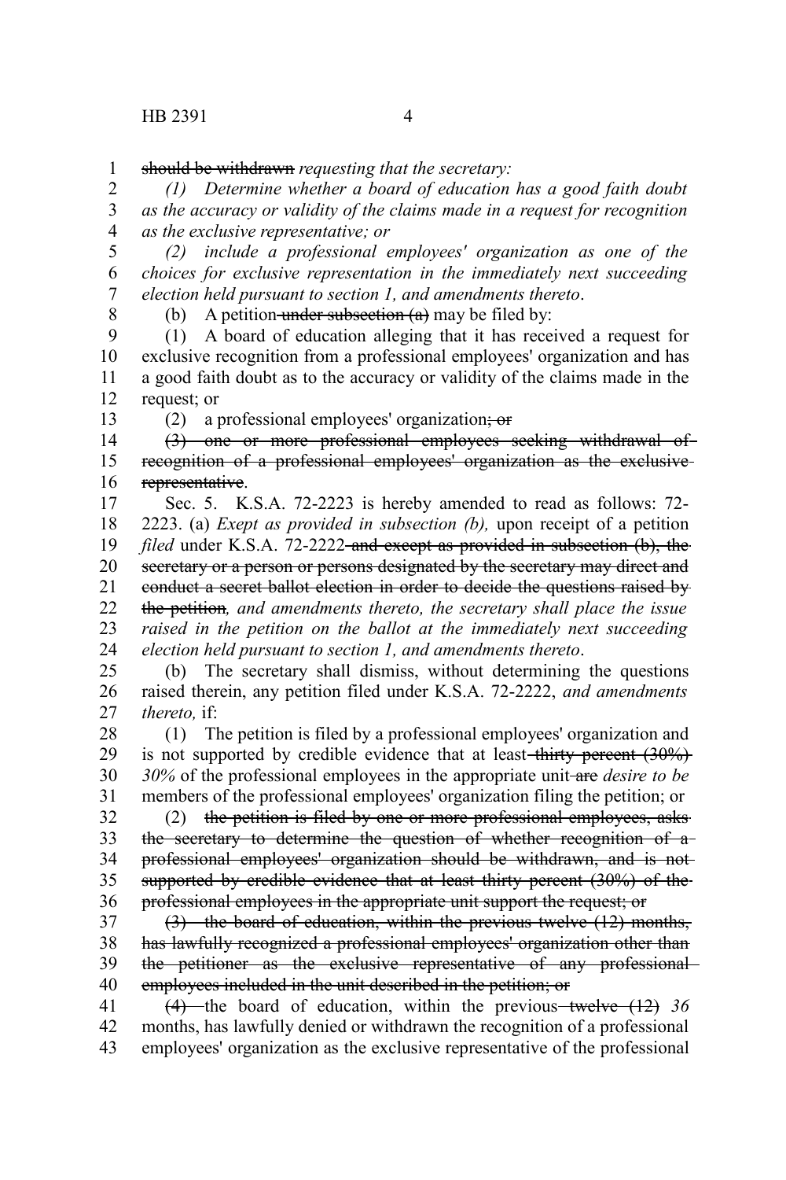~~should be withdrawn~~ *requesting that the secretary:*

*(1) Determine whether a board of education has a good faith doubt as the accuracy or validity of the claims made in a request for recognition as the exclusive representative; or*

*(2) include a professional employees' organization as one of the choices for exclusive representation in the immediately next succeeding election held pursuant to section 1, and amendments thereto*.

(b) A petition ~~under subsection (a)~~ may be filed by:

(1) A board of education alleging that it has received a request for exclusive recognition from a professional employees' organization and has a good faith doubt as to the accuracy or validity of the claims made in the request; or

(2) a professional employees' organization~~; or~~

~~(3) one or more professional employees seeking withdrawal of recognition of a professional employees' organization as the exclusive representative~~.

Sec. 5. K.S.A. 72-2223 is hereby amended to read as follows: 72-2223. (a) *Exept as provided in subsection (b),* upon receipt of a petition *filed* under K.S.A. 72-2222 ~~and except as provided in subsection (b), the secretary or a person or persons designated by the secretary may direct and conduct a secret ballot election in order to decide the questions raised by the petition~~*, and amendments thereto, the secretary shall place the issue raised in the petition on the ballot at the immediately next succeeding election held pursuant to section 1, and amendments thereto*.

(b) The secretary shall dismiss, without determining the questions raised therein, any petition filed under K.S.A. 72-2222, *and amendments thereto,* if:

(1) The petition is filed by a professional employees' organization and is not supported by credible evidence that at least ~~thirty percent (30%)~~ *30%* of the professional employees in the appropriate unit ~~are~~ *desire to be* members of the professional employees' organization filing the petition; or

(2) ~~the petition is filed by one or more professional employees, asks the secretary to determine the question of whether recognition of a professional employees' organization should be withdrawn, and is not supported by credible evidence that at least thirty percent (30%) of the professional employees in the appropriate unit support the request; or~~

~~(3) the board of education, within the previous twelve (12) months, has lawfully recognized a professional employees' organization other than the petitioner as the exclusive representative of any professional employees included in the unit described in the petition; or~~

~~(4)~~ the board of education, within the previous ~~twelve (12)~~ *36* months, has lawfully denied or withdrawn the recognition of a professional employees' organization as the exclusive representative of the professional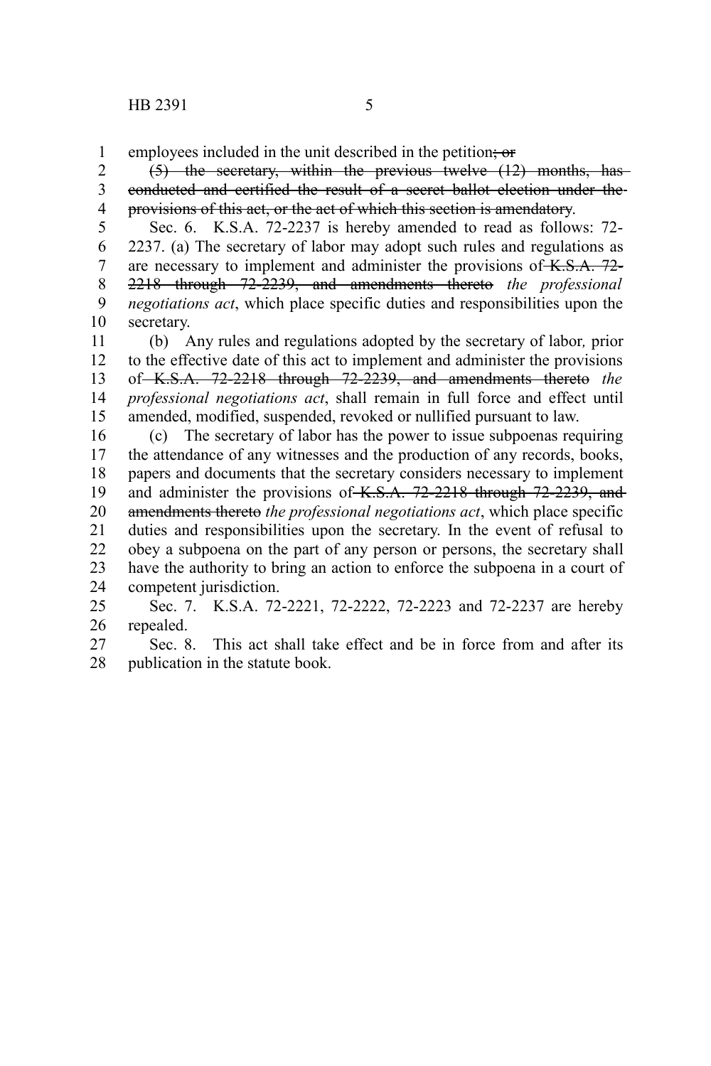employees included in the unit described in the petition~~; or~~

~~(5) the secretary, within the previous twelve (12) months, has conducted and certified the result of a secret ballot election under the provisions of this act, or the act of which this section is amended~~.

Sec. 6. K.S.A. 72-2237 is hereby amended to read as follows: 72-2237. (a) The secretary of labor may adopt such rules and regulations as are necessary to implement and administer the provisions of ~~K.S.A. 72-2218 through 72-2239, and amendments thereto~~ *the professional negotiations act*, which place specific duties and responsibilities upon the secretary.

(b) Any rules and regulations adopted by the secretary of labor*,* prior to the effective date of this act to implement and administer the provisions of ~~K.S.A. 72-2218 through 72-2239, and amendments thereto~~ *the professional negotiations act*, shall remain in full force and effect until amended, modified, suspended, revoked or nullified pursuant to law.

(c) The secretary of labor has the power to issue subpoenas requiring the attendance of any witnesses and the production of any records, books, papers and documents that the secretary considers necessary to implement and administer the provisions of ~~K.S.A. 72-2218 through 72-2239, and amendments thereto~~ *the professional negotiations act*, which place specific duties and responsibilities upon the secretary. In the event of refusal to obey a subpoena on the part of any person or persons, the secretary shall have the authority to bring an action to enforce the subpoena in a court of competent jurisdiction.

Sec. 7. K.S.A. 72-2221, 72-2222, 72-2223 and 72-2237 are hereby repealed.

Sec. 8. This act shall take effect and be in force from and after its publication in the statute book.